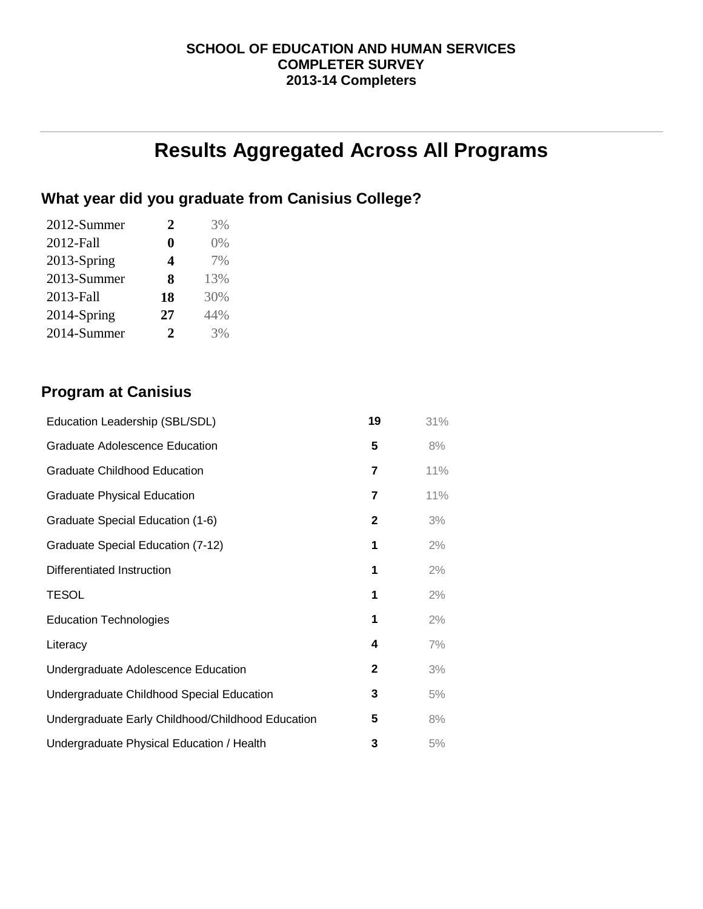**SCHOOL OF EDUCATION AND HUMAN SERVICES**
**COMPLETER SURVEY**
**2013-14 Completers**

# Results Aggregated Across All Programs

## What year did you graduate from Canisius College?

| | | |
|---|---|---|
| 2012-Summer | **2** | 3% |
| 2012-Fall | **0** | 0% |
| 2013-Spring | **4** | 7% |
| 2013-Summer | **8** | 13% |
| 2013-Fall | **18** | 30% |
| 2014-Spring | **27** | 44% |
| 2014-Summer | **2** | 3% |

## Program at Canisius

| | | |
|---|---|---|
| Education Leadership (SBL/SDL) | **19** | 31% |
| Graduate Adolescence Education | **5** | 8% |
| Graduate Childhood Education | **7** | 11% |
| Graduate Physical Education | **7** | 11% |
| Graduate Special Education (1-6) | **2** | 3% |
| Graduate Special Education (7-12) | **1** | 2% |
| Differentiated Instruction | **1** | 2% |
| TESOL | **1** | 2% |
| Education Technologies | **1** | 2% |
| Literacy | **4** | 7% |
| Undergraduate Adolescence Education | **2** | 3% |
| Undergraduate Childhood Special Education | **3** | 5% |
| Undergraduate Early Childhood/Childhood Education | **5** | 8% |
| Undergraduate Physical Education / Health | **3** | 5% |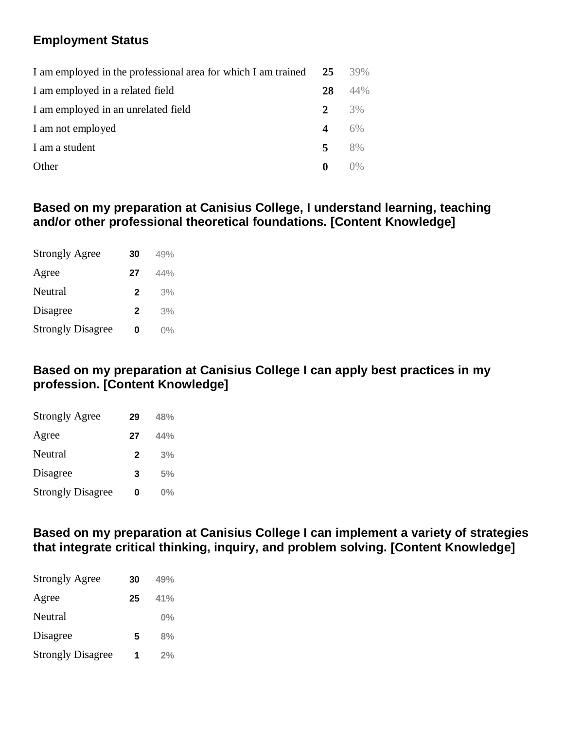### Employment Status

| | | |
|---|---|---|
| I am employed in the professional area for which I am trained | **25** | 39% |
| I am employed in a related field | **28** | 44% |
| I am employed in an unrelated field | **2** | 3% |
| I am not employed | **4** | 6% |
| I am a student | **5** | 8% |
| Other | **0** | 0% |

### Based on my preparation at Canisius College, I understand learning, teaching and/or other professional theoretical foundations. [Content Knowledge]

| | | |
|---|---|---|
| Strongly Agree | **30** | 49% |
| Agree | **27** | 44% |
| Neutral | **2** | 3% |
| Disagree | **2** | 3% |
| Strongly Disagree | **0** | 0% |

### Based on my preparation at Canisius College I can apply best practices in my profession. [Content Knowledge]

| | | |
|---|---|---|
| Strongly Agree | **29** | 48% |
| Agree | **27** | 44% |
| Neutral | **2** | 3% |
| Disagree | **3** | 5% |
| Strongly Disagree | **0** | 0% |

### Based on my preparation at Canisius College I can implement a variety of strategies that integrate critical thinking, inquiry, and problem solving. [Content Knowledge]

| | | |
|---|---|---|
| Strongly Agree | **30** | 49% |
| Agree | **25** | 41% |
| Neutral | | 0% |
| Disagree | **5** | 8% |
| Strongly Disagree | **1** | 2% |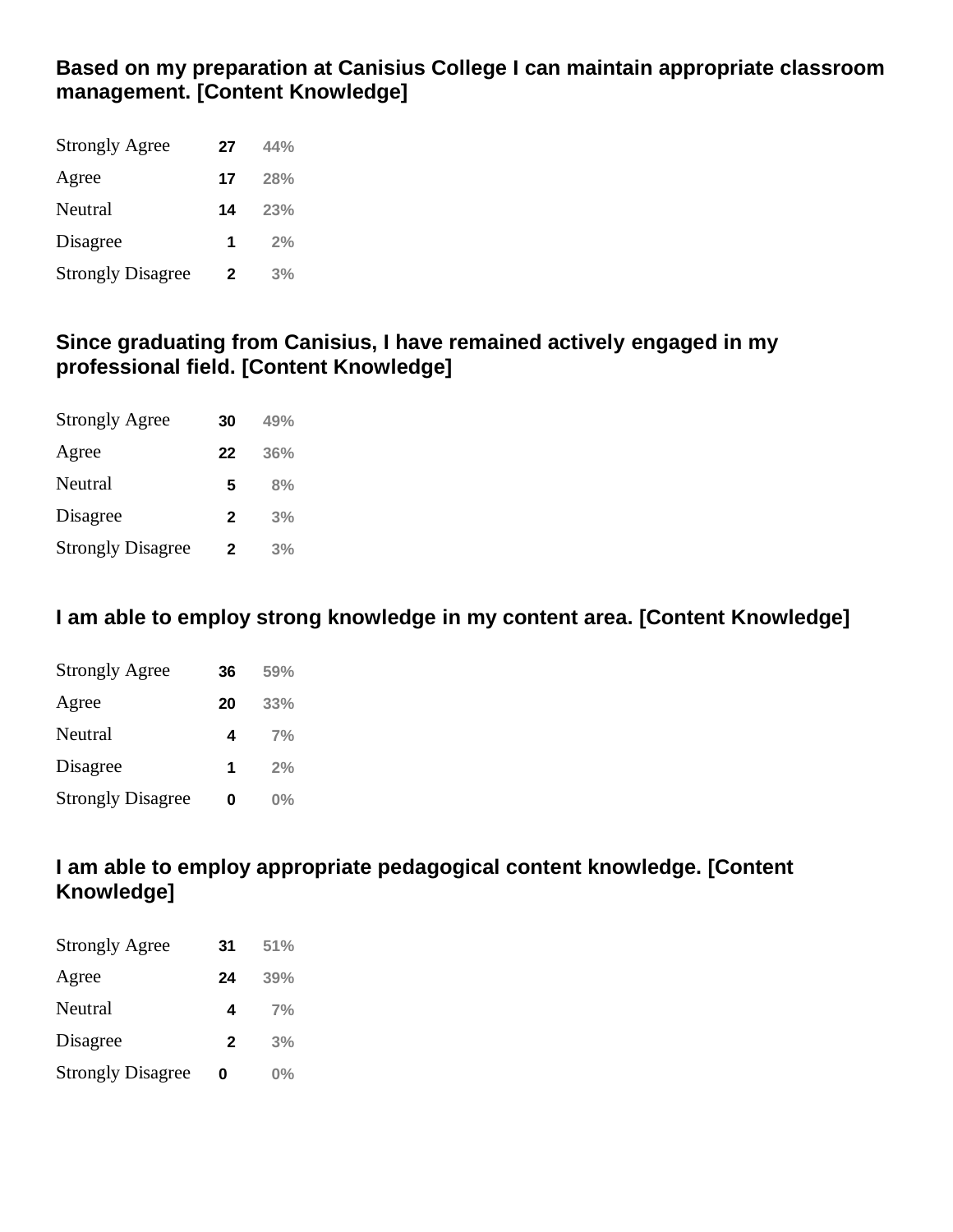**Based on my preparation at Canisius College I can maintain appropriate classroom management. [Content Knowledge]**

| | | |
|---|---|---|
| Strongly Agree | 27 | 44% |
| Agree | 17 | 28% |
| Neutral | 14 | 23% |
| Disagree | 1 | 2% |
| Strongly Disagree | 2 | 3% |

**Since graduating from Canisius, I have remained actively engaged in my professional field. [Content Knowledge]**

| | | |
|---|---|---|
| Strongly Agree | 30 | 49% |
| Agree | 22 | 36% |
| Neutral | 5 | 8% |
| Disagree | 2 | 3% |
| Strongly Disagree | 2 | 3% |

**I am able to employ strong knowledge in my content area. [Content Knowledge]**

| | | |
|---|---|---|
| Strongly Agree | 36 | 59% |
| Agree | 20 | 33% |
| Neutral | 4 | 7% |
| Disagree | 1 | 2% |
| Strongly Disagree | 0 | 0% |

**I am able to employ appropriate pedagogical content knowledge. [Content Knowledge]**

| | | |
|---|---|---|
| Strongly Agree | 31 | 51% |
| Agree | 24 | 39% |
| Neutral | 4 | 7% |
| Disagree | 2 | 3% |
| Strongly Disagree | 0 | 0% |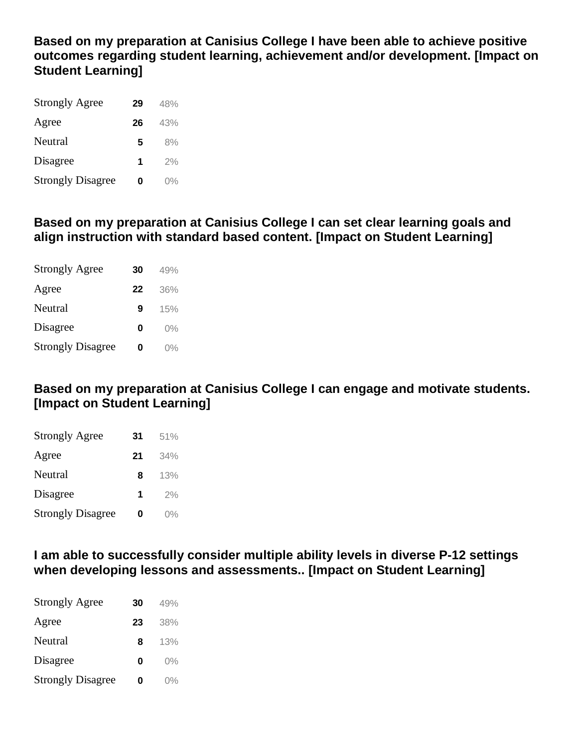**Based on my preparation at Canisius College I have been able to achieve positive outcomes regarding student learning, achievement and/or development. [Impact on Student Learning]**

| | | |
|---|---|---|
| Strongly Agree | 29 | 48% |
| Agree | 26 | 43% |
| Neutral | 5 | 8% |
| Disagree | 1 | 2% |
| Strongly Disagree | 0 | 0% |

**Based on my preparation at Canisius College I can set clear learning goals and align instruction with standard based content. [Impact on Student Learning]**

| | | |
|---|---|---|
| Strongly Agree | 30 | 49% |
| Agree | 22 | 36% |
| Neutral | 9 | 15% |
| Disagree | 0 | 0% |
| Strongly Disagree | 0 | 0% |

**Based on my preparation at Canisius College I can engage and motivate students. [Impact on Student Learning]**

| | | |
|---|---|---|
| Strongly Agree | 31 | 51% |
| Agree | 21 | 34% |
| Neutral | 8 | 13% |
| Disagree | 1 | 2% |
| Strongly Disagree | 0 | 0% |

**I am able to successfully consider multiple ability levels in diverse P-12 settings when developing lessons and assessments.. [Impact on Student Learning]**

| | | |
|---|---|---|
| Strongly Agree | 30 | 49% |
| Agree | 23 | 38% |
| Neutral | 8 | 13% |
| Disagree | 0 | 0% |
| Strongly Disagree | 0 | 0% |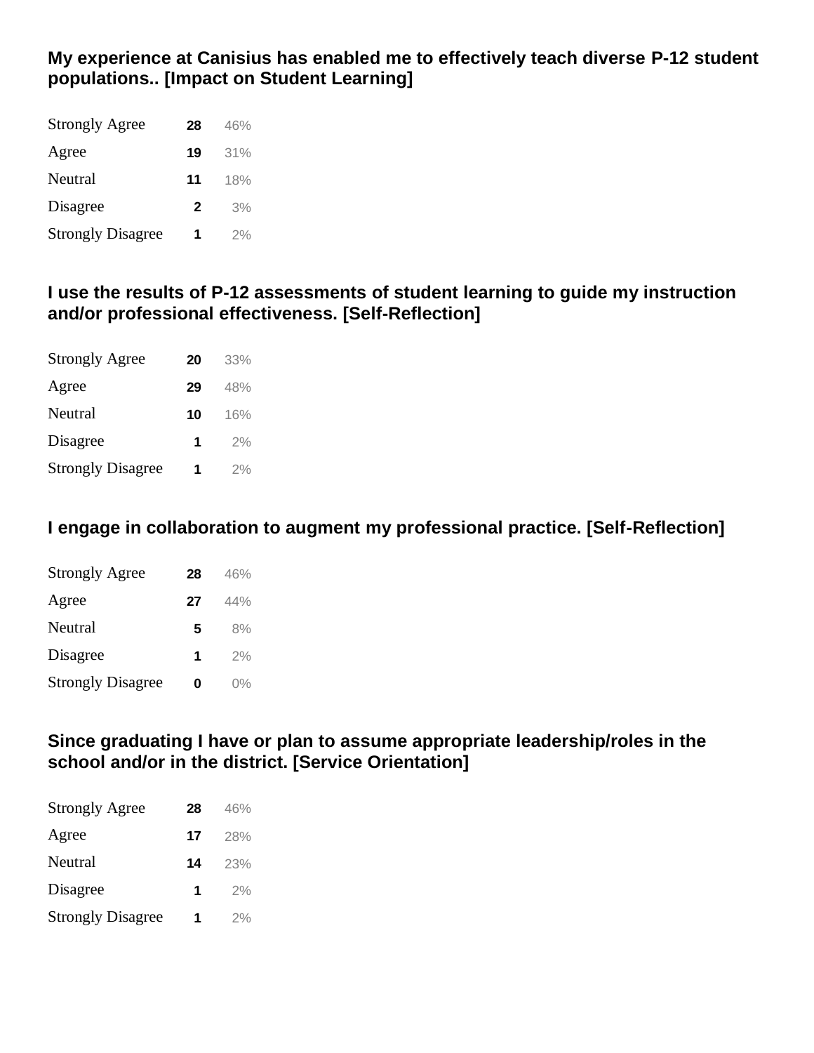**My experience at Canisius has enabled me to effectively teach diverse P-12 student populations.. [Impact on Student Learning]**

| | | |
|---|---|---|
| Strongly Agree | 28 | 46% |
| Agree | 19 | 31% |
| Neutral | 11 | 18% |
| Disagree | 2 | 3% |
| Strongly Disagree | 1 | 2% |

**I use the results of P-12 assessments of student learning to guide my instruction and/or professional effectiveness. [Self-Reflection]**

| | | |
|---|---|---|
| Strongly Agree | 20 | 33% |
| Agree | 29 | 48% |
| Neutral | 10 | 16% |
| Disagree | 1 | 2% |
| Strongly Disagree | 1 | 2% |

**I engage in collaboration to augment my professional practice. [Self-Reflection]**

| | | |
|---|---|---|
| Strongly Agree | 28 | 46% |
| Agree | 27 | 44% |
| Neutral | 5 | 8% |
| Disagree | 1 | 2% |
| Strongly Disagree | 0 | 0% |

**Since graduating I have or plan to assume appropriate leadership/roles in the school and/or in the district. [Service Orientation]**

| | | |
|---|---|---|
| Strongly Agree | 28 | 46% |
| Agree | 17 | 28% |
| Neutral | 14 | 23% |
| Disagree | 1 | 2% |
| Strongly Disagree | 1 | 2% |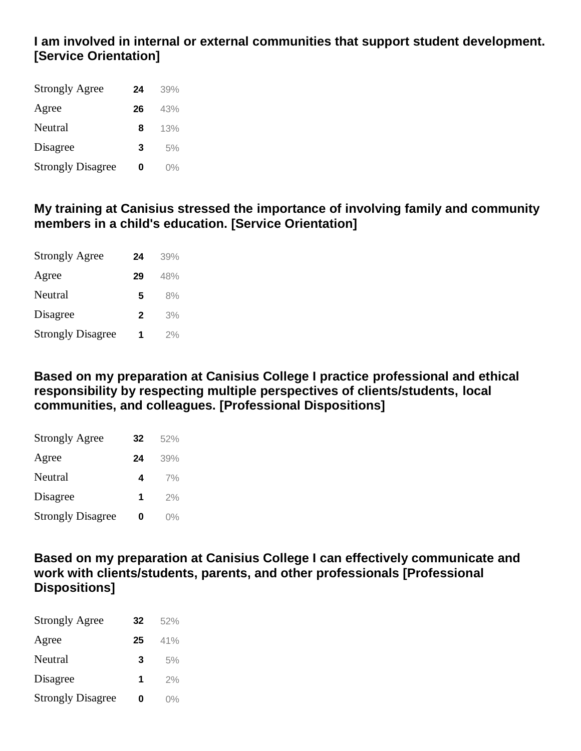**I am involved in internal or external communities that support student development. [Service Orientation]**

| | | |
|---|---|---|
| Strongly Agree | 24 | 39% |
| Agree | 26 | 43% |
| Neutral | 8 | 13% |
| Disagree | 3 | 5% |
| Strongly Disagree | 0 | 0% |

**My training at Canisius stressed the importance of involving family and community members in a child's education. [Service Orientation]**

| | | |
|---|---|---|
| Strongly Agree | 24 | 39% |
| Agree | 29 | 48% |
| Neutral | 5 | 8% |
| Disagree | 2 | 3% |
| Strongly Disagree | 1 | 2% |

**Based on my preparation at Canisius College I practice professional and ethical responsibility by respecting multiple perspectives of clients/students, local communities, and colleagues. [Professional Dispositions]**

| | | |
|---|---|---|
| Strongly Agree | 32 | 52% |
| Agree | 24 | 39% |
| Neutral | 4 | 7% |
| Disagree | 1 | 2% |
| Strongly Disagree | 0 | 0% |

**Based on my preparation at Canisius College I can effectively communicate and work with clients/students, parents, and other professionals [Professional Dispositions]**

| | | |
|---|---|---|
| Strongly Agree | 32 | 52% |
| Agree | 25 | 41% |
| Neutral | 3 | 5% |
| Disagree | 1 | 2% |
| Strongly Disagree | 0 | 0% |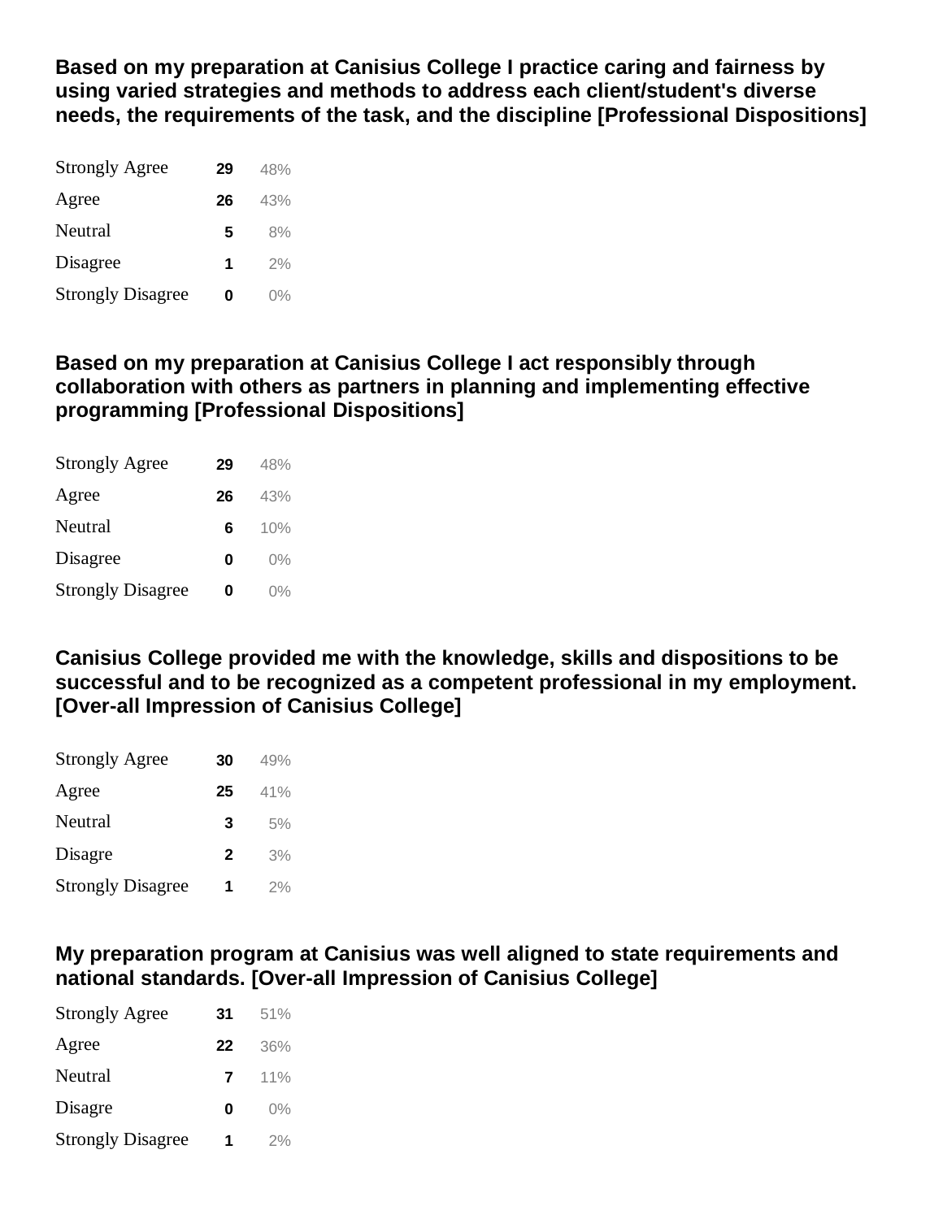**Based on my preparation at Canisius College I practice caring and fairness by using varied strategies and methods to address each client/student's diverse needs, the requirements of the task, and the discipline [Professional Dispositions]**

| | | |
|---|---|---|
| Strongly Agree | 29 | 48% |
| Agree | 26 | 43% |
| Neutral | 5 | 8% |
| Disagree | 1 | 2% |
| Strongly Disagree | 0 | 0% |

**Based on my preparation at Canisius College I act responsibly through collaboration with others as partners in planning and implementing effective programming [Professional Dispositions]**

| | | |
|---|---|---|
| Strongly Agree | 29 | 48% |
| Agree | 26 | 43% |
| Neutral | 6 | 10% |
| Disagree | 0 | 0% |
| Strongly Disagree | 0 | 0% |

**Canisius College provided me with the knowledge, skills and dispositions to be successful and to be recognized as a competent professional in my employment. [Over-all Impression of Canisius College]**

| | | |
|---|---|---|
| Strongly Agree | 30 | 49% |
| Agree | 25 | 41% |
| Neutral | 3 | 5% |
| Disagre | 2 | 3% |
| Strongly Disagree | 1 | 2% |

**My preparation program at Canisius was well aligned to state requirements and national standards. [Over-all Impression of Canisius College]**

| | | |
|---|---|---|
| Strongly Agree | 31 | 51% |
| Agree | 22 | 36% |
| Neutral | 7 | 11% |
| Disagre | 0 | 0% |
| Strongly Disagree | 1 | 2% |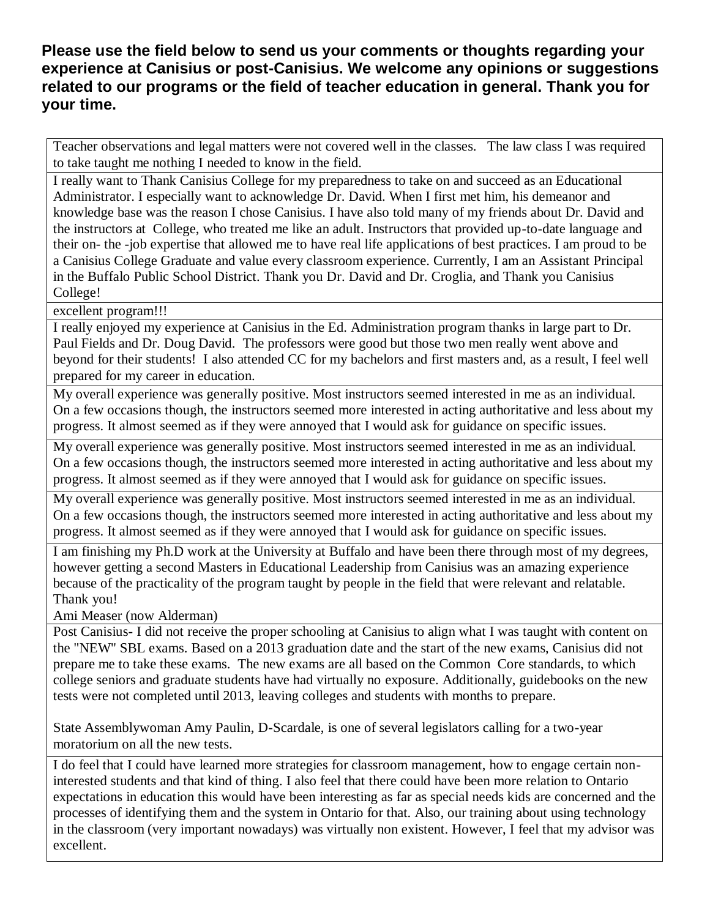**Please use the field below to send us your comments or thoughts regarding your experience at Canisius or post-Canisius. We welcome any opinions or suggestions related to our programs or the field of teacher education in general. Thank you for your time.**

| |
|---|
| Teacher observations and legal matters were not covered well in the classes.   The law class I was required to take taught me nothing I needed to know in the field. |
| I really want to Thank Canisius College for my preparedness to take on and succeed as an Educational Administrator. I especially want to acknowledge Dr. David. When I first met him, his demeanor and knowledge base was the reason I chose Canisius. I have also told many of my friends about Dr. David and the instructors at  College, who treated me like an adult. Instructors that provided up-to-date language and their on- the -job expertise that allowed me to have real life applications of best practices. I am proud to be a Canisius College Graduate and value every classroom experience. Currently, I am an Assistant Principal in the Buffalo Public School District. Thank you Dr. David and Dr. Croglia, and Thank you Canisius College! |
| excellent program!!! |
| I really enjoyed my experience at Canisius in the Ed. Administration program thanks in large part to Dr. Paul Fields and Dr. Doug David.  The professors were good but those two men really went above and beyond for their students!  I also attended CC for my bachelors and first masters and, as a result, I feel well prepared for my career in education. |
| My overall experience was generally positive. Most instructors seemed interested in me as an individual. On a few occasions though, the instructors seemed more interested in acting authoritative and less about my progress. It almost seemed as if they were annoyed that I would ask for guidance on specific issues. |
| My overall experience was generally positive. Most instructors seemed interested in me as an individual. On a few occasions though, the instructors seemed more interested in acting authoritative and less about my progress. It almost seemed as if they were annoyed that I would ask for guidance on specific issues. |
| My overall experience was generally positive. Most instructors seemed interested in me as an individual. On a few occasions though, the instructors seemed more interested in acting authoritative and less about my progress. It almost seemed as if they were annoyed that I would ask for guidance on specific issues. |
| I am finishing my Ph.D work at the University at Buffalo and have been there through most of my degrees, however getting a second Masters in Educational Leadership from Canisius was an amazing experience because of the practicality of the program taught by people in the field that were relevant and relatable. Thank you!<br>Ami Measer (now Alderman) |
| Post Canisius- I did not receive the proper schooling at Canisius to align what I was taught with content on the "NEW" SBL exams. Based on a 2013 graduation date and the start of the new exams, Canisius did not prepare me to take these exams.  The new exams are all based on the Common  Core standards, to which college seniors and graduate students have had virtually no exposure. Additionally, guidebooks on the new tests were not completed until 2013, leaving colleges and students with months to prepare.<br><br>State Assemblywoman Amy Paulin, D-Scardale, is one of several legislators calling for a two-year moratorium on all the new tests. |
| I do feel that I could have learned more strategies for classroom management, how to engage certain non-interested students and that kind of thing. I also feel that there could have been more relation to Ontario expectations in education this would have been interesting as far as special needs kids are concerned and the processes of identifying them and the system in Ontario for that. Also, our training about using technology in the classroom (very important nowadays) was virtually non existent. However, I feel that my advisor was excellent. |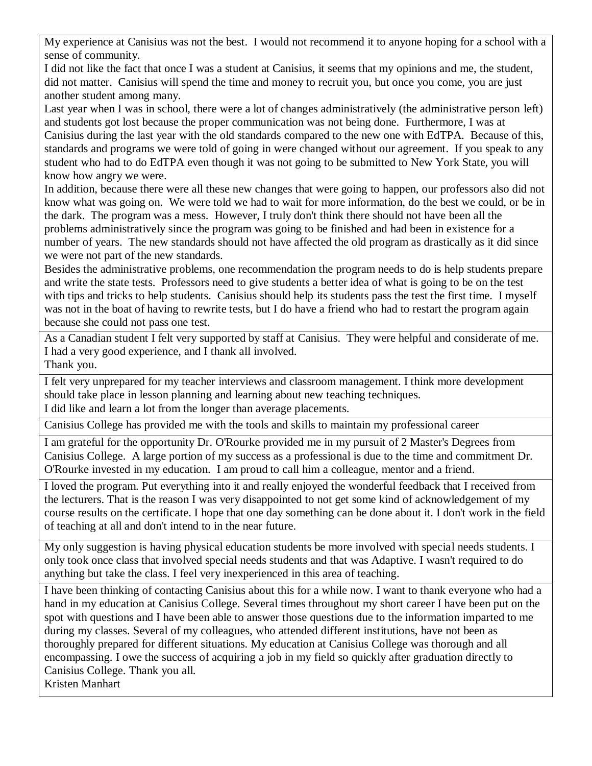| |
|---|
| My experience at Canisius was not the best. I would not recommend it to anyone hoping for a school with a sense of community.<br>I did not like the fact that once I was a student at Canisius, it seems that my opinions and me, the student, did not matter. Canisius will spend the time and money to recruit you, but once you come, you are just another student among many.<br>Last year when I was in school, there were a lot of changes administratively (the administrative person left) and students got lost because the proper communication was not being done. Furthermore, I was at Canisius during the last year with the old standards compared to the new one with EdTPA. Because of this, standards and programs we were told of going in were changed without our agreement. If you speak to any student who had to do EdTPA even though it was not going to be submitted to New York State, you will know how angry we were.<br>In addition, because there were all these new changes that were going to happen, our professors also did not know what was going on. We were told we had to wait for more information, do the best we could, or be in the dark. The program was a mess. However, I truly don't think there should not have been all the problems administratively since the program was going to be finished and had been in existence for a number of years. The new standards should not have affected the old program as drastically as it did since we were not part of the new standards.<br>Besides the administrative problems, one recommendation the program needs to do is help students prepare and write the state tests. Professors need to give students a better idea of what is going to be on the test with tips and tricks to help students. Canisius should help its students pass the test the first time. I myself was not in the boat of having to rewrite tests, but I do have a friend who had to restart the program again because she could not pass one test. |
| As a Canadian student I felt very supported by staff at Canisius. They were helpful and considerate of me. I had a very good experience, and I thank all involved.<br>Thank you. |
| I felt very unprepared for my teacher interviews and classroom management. I think more development should take place in lesson planning and learning about new teaching techniques.<br>I did like and learn a lot from the longer than average placements. |
| Canisius College has provided me with the tools and skills to maintain my professional career |
| I am grateful for the opportunity Dr. O'Rourke provided me in my pursuit of 2 Master's Degrees from Canisius College. A large portion of my success as a professional is due to the time and commitment Dr. O'Rourke invested in my education. I am proud to call him a colleague, mentor and a friend. |
| I loved the program. Put everything into it and really enjoyed the wonderful feedback that I received from the lecturers. That is the reason I was very disappointed to not get some kind of acknowledgement of my course results on the certificate. I hope that one day something can be done about it. I don't work in the field of teaching at all and don't intend to in the near future. |
| My only suggestion is having physical education students be more involved with special needs students. I only took once class that involved special needs students and that was Adaptive. I wasn't required to do anything but take the class. I feel very inexperienced in this area of teaching. |
| I have been thinking of contacting Canisius about this for a while now. I want to thank everyone who had a hand in my education at Canisius College. Several times throughout my short career I have been put on the spot with questions and I have been able to answer those questions due to the information imparted to me during my classes. Several of my colleagues, who attended different institutions, have not been as thoroughly prepared for different situations. My education at Canisius College was thorough and all encompassing. I owe the success of acquiring a job in my field so quickly after graduation directly to Canisius College. Thank you all.<br>Kristen Manhart |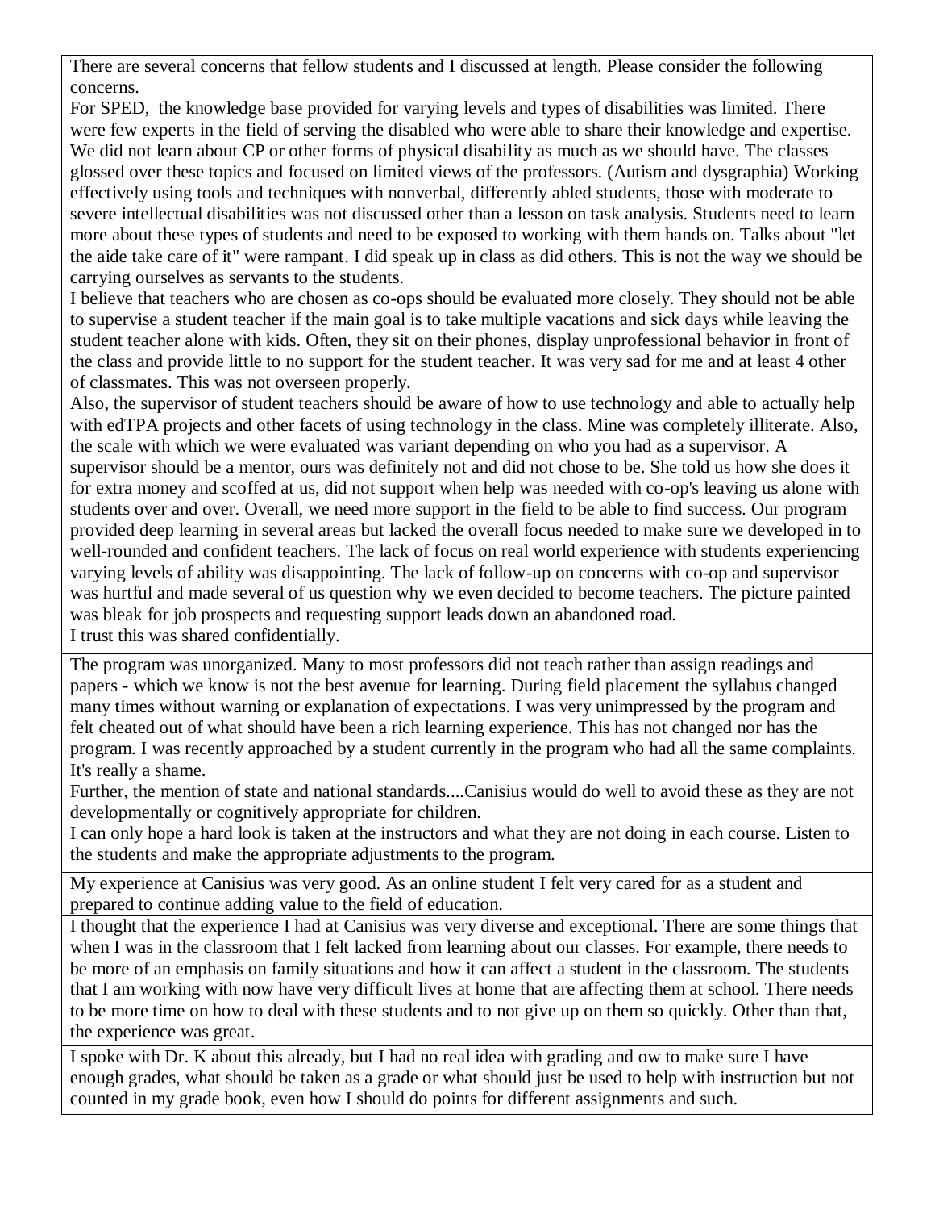| |
|---|
| There are several concerns that fellow students and I discussed at length. Please consider the following concerns.<br>For SPED, the knowledge base provided for varying levels and types of disabilities was limited. There were few experts in the field of serving the disabled who were able to share their knowledge and expertise. We did not learn about CP or other forms of physical disability as much as we should have. The classes glossed over these topics and focused on limited views of the professors. (Autism and dysgraphia) Working effectively using tools and techniques with nonverbal, differently abled students, those with moderate to severe intellectual disabilities was not discussed other than a lesson on task analysis. Students need to learn more about these types of students and need to be exposed to working with them hands on. Talks about "let the aide take care of it" were rampant. I did speak up in class as did others. This is not the way we should be carrying ourselves as servants to the students.<br>I believe that teachers who are chosen as co-ops should be evaluated more closely. They should not be able to supervise a student teacher if the main goal is to take multiple vacations and sick days while leaving the student teacher alone with kids. Often, they sit on their phones, display unprofessional behavior in front of the class and provide little to no support for the student teacher. It was very sad for me and at least 4 other of classmates. This was not overseen properly.<br>Also, the supervisor of student teachers should be aware of how to use technology and able to actually help with edTPA projects and other facets of using technology in the class. Mine was completely illiterate. Also, the scale with which we were evaluated was variant depending on who you had as a supervisor. A supervisor should be a mentor, ours was definitely not and did not chose to be. She told us how she does it for extra money and scoffed at us, did not support when help was needed with co-op's leaving us alone with students over and over. Overall, we need more support in the field to be able to find success. Our program provided deep learning in several areas but lacked the overall focus needed to make sure we developed in to well-rounded and confident teachers. The lack of focus on real world experience with students experiencing varying levels of ability was disappointing. The lack of follow-up on concerns with co-op and supervisor was hurtful and made several of us question why we even decided to become teachers. The picture painted was bleak for job prospects and requesting support leads down an abandoned road.<br>I trust this was shared confidentially. |
| The program was unorganized. Many to most professors did not teach rather than assign readings and papers - which we know is not the best avenue for learning. During field placement the syllabus changed many times without warning or explanation of expectations. I was very unimpressed by the program and felt cheated out of what should have been a rich learning experience. This has not changed nor has the program. I was recently approached by a student currently in the program who had all the same complaints. It's really a shame.<br>Further, the mention of state and national standards....Canisius would do well to avoid these as they are not developmentally or cognitively appropriate for children.<br>I can only hope a hard look is taken at the instructors and what they are not doing in each course. Listen to the students and make the appropriate adjustments to the program. |
| My experience at Canisius was very good. As an online student I felt very cared for as a student and prepared to continue adding value to the field of education. |
| I thought that the experience I had at Canisius was very diverse and exceptional. There are some things that when I was in the classroom that I felt lacked from learning about our classes. For example, there needs to be more of an emphasis on family situations and how it can affect a student in the classroom. The students that I am working with now have very difficult lives at home that are affecting them at school. There needs to be more time on how to deal with these students and to not give up on them so quickly. Other than that, the experience was great. |
| I spoke with Dr. K about this already, but I had no real idea with grading and ow to make sure I have enough grades, what should be taken as a grade or what should just be used to help with instruction but not counted in my grade book, even how I should do points for different assignments and such. |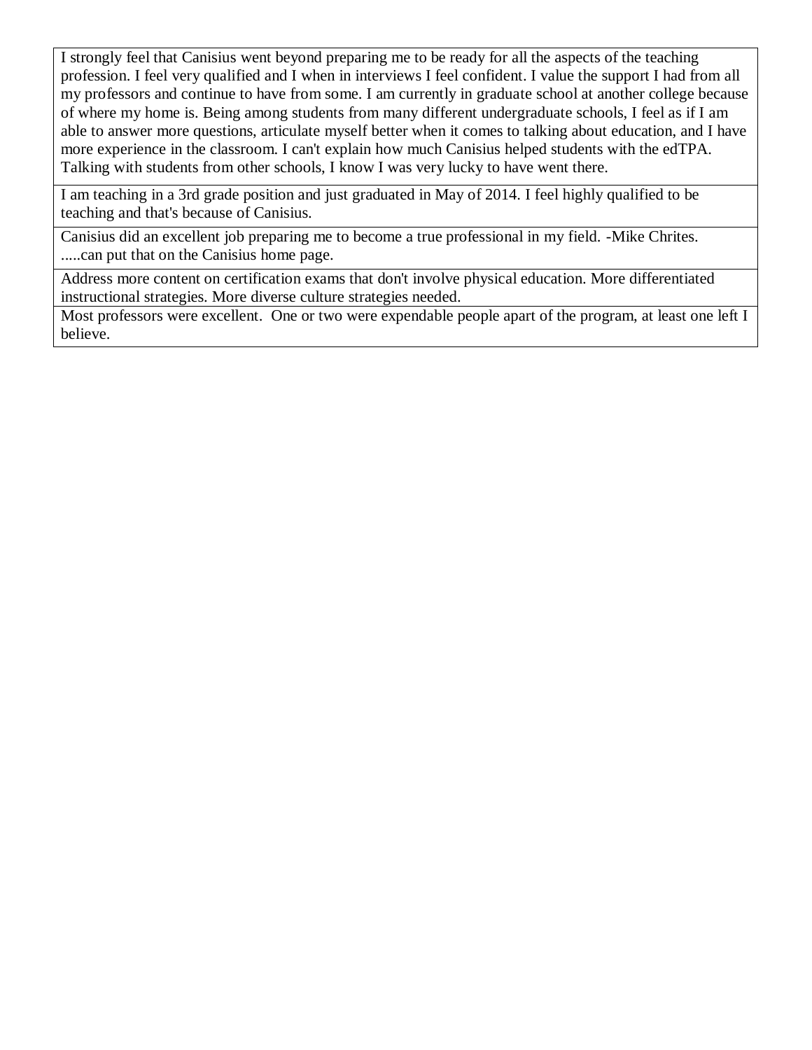| |
|---|
| I strongly feel that Canisius went beyond preparing me to be ready for all the aspects of the teaching profession. I feel very qualified and I when in interviews I feel confident. I value the support I had from all my professors and continue to have from some. I am currently in graduate school at another college because of where my home is. Being among students from many different undergraduate schools, I feel as if I am able to answer more questions, articulate myself better when it comes to talking about education, and I have more experience in the classroom. I can't explain how much Canisius helped students with the edTPA. Talking with students from other schools, I know I was very lucky to have went there. |
| I am teaching in a 3rd grade position and just graduated in May of 2014. I feel highly qualified to be teaching and that's because of Canisius. |
| Canisius did an excellent job preparing me to become a true professional in my field. -Mike Chrites. .....can put that on the Canisius home page. |
| Address more content on certification exams that don't involve physical education. More differentiated instructional strategies. More diverse culture strategies needed. |
| Most professors were excellent. One or two were expendable people apart of the program, at least one left I believe. |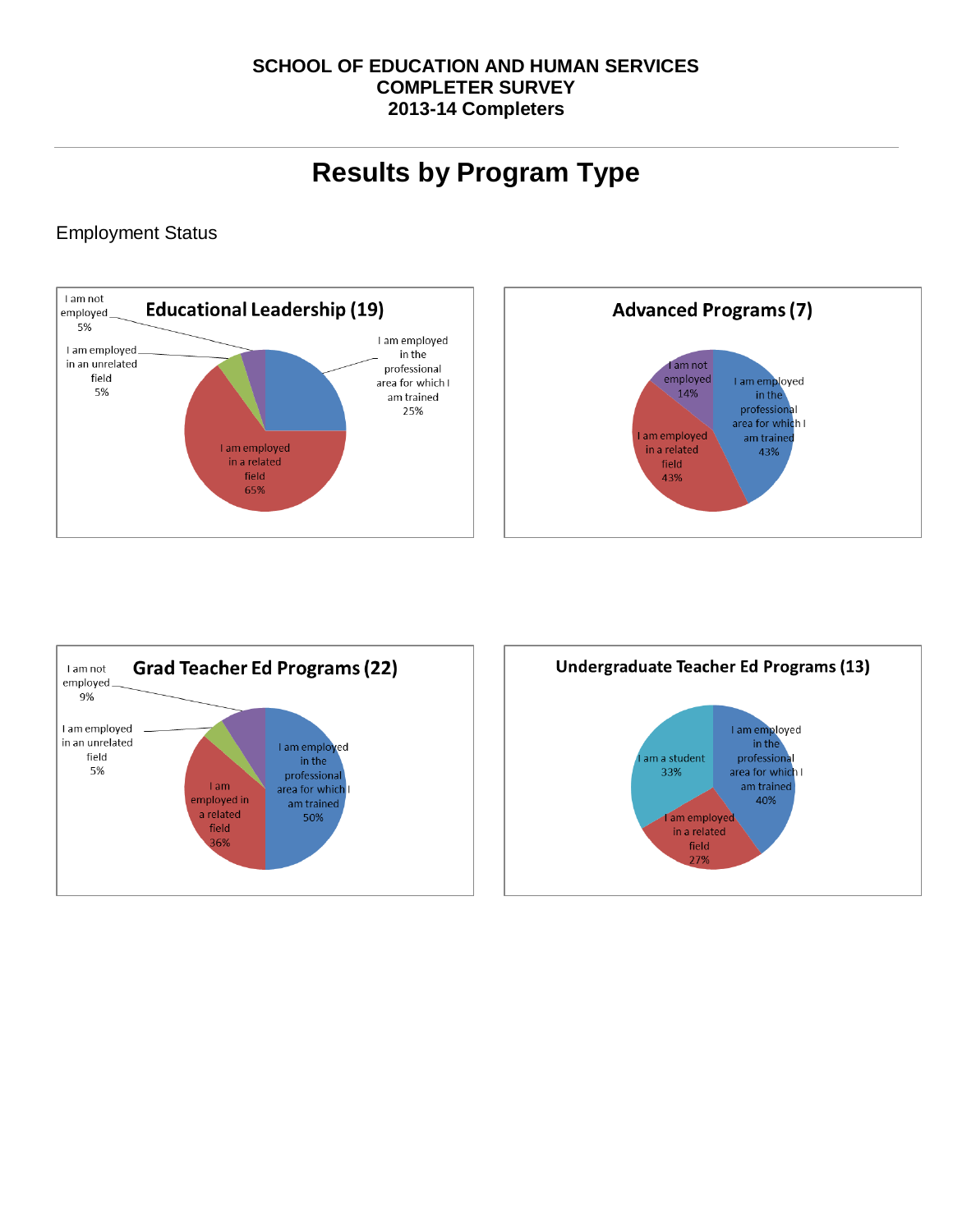**SCHOOL OF EDUCATION AND HUMAN SERVICES**
**COMPLETER SURVEY**
**2013-14 Completers**

# Results by Program Type

Employment Status

**Educational Leadership (19)**

- I am employed in the professional area for which I am trained 25%
- I am employed in a related field 65%
- I am employed in an unrelated field 5%
- I am not employed 5%

**Advanced Programs (7)**

- I am employed in the professional area for which I am trained 43%
- I am employed in a related field 43%
- I am not employed 14%

**Grad Teacher Ed Programs (22)**

- I am employed in the professional area for which I am trained 50%
- I am employed in a related field 36%
- I am employed in an unrelated field 5%
- I am not employed 9%

**Undergraduate Teacher Ed Programs (13)**

- I am employed in the professional area for which I am trained 40%
- I am employed in a related field 27%
- I am a student 33%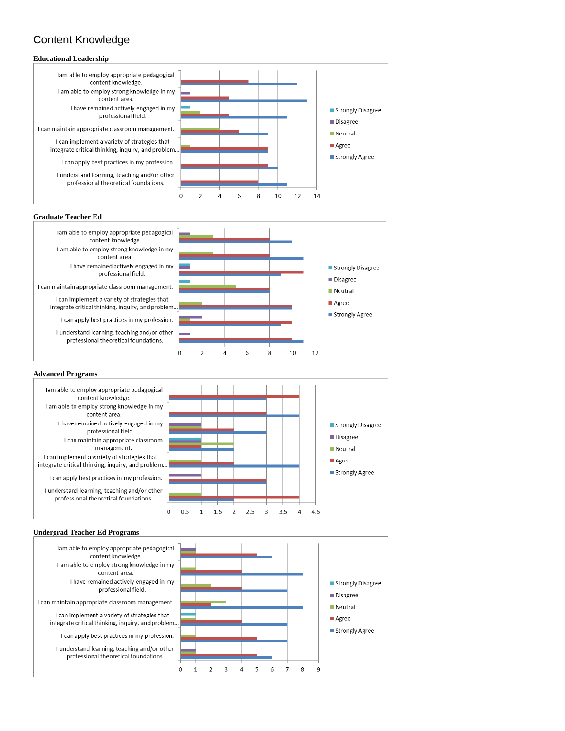# Content Knowledge

**Educational Leadership**

| Statement | Strongly Disagree | Disagree | Neutral | Agree | Strongly Agree |
|---|---|---|---|---|---|
| Iam able to employ appropriate pedagogical content knowledge. | | | | 7 | 12 |
| I am able to employ strong knowledge in my content area. | | 1 | | 5 | 13 |
| I have remained actively engaged in my professional field. | 1 | | 2 | 5 | 11 |
| I can maintain appropriate classroom management. | | | 4 | 6 | 9 |
| I can implement a variety of strategies that integrate critical thinking, inquiry, and problem... | | | 1 | 9 | 9 |
| I can apply best practices in my profession. | | | | 9 | 10 |
| I understand learning, teaching and/or other professional theoretical foundations. | | | | 8 | 11 |

**Graduate Teacher Ed**

| Statement | Strongly Disagree | Disagree | Neutral | Agree | Strongly Agree |
|---|---|---|---|---|---|
| Iam able to employ appropriate pedagogical content knowledge. | | 1 | 3 | 8 | 10 |
| I am able to employ strong knowledge in my content area. | | | 3 | 8 | 11 |
| I have remained actively engaged in my professional field. | 1 | 1 | | 11 | 9 |
| I can maintain appropriate classroom management. | 1 | | 5 | 8 | 8 |
| I can implement a variety of strategies that integrate critical thinking, inquiry, and problem... | | | 2 | 10 | 10 |
| I can apply best practices in my profession. | | 2 | 1 | 10 | 9 |
| I understand learning, teaching and/or other professional theoretical foundations. | | 1 | | 10 | 11 |

**Advanced Programs**

| Statement | Strongly Disagree | Disagree | Neutral | Agree | Strongly Agree |
|---|---|---|---|---|---|
| Iam able to employ appropriate pedagogical content knowledge. | | | | 4 | 3 |
| I am able to employ strong knowledge in my content area. | | | | 3 | 4 |
| I have remained actively engaged in my professional field. | | 1 | 1 | 2 | 3 |
| I can maintain appropriate classroom management. | 1 | 1 | 2 | 1 | 2 |
| I can implement a variety of strategies that integrate critical thinking, inquiry, and problem... | | | 1 | 2 | 4 |
| I can apply best practices in my profession. | | 1 | | 3 | 3 |
| I understand learning, teaching and/or other professional theoretical foundations. | | | 1 | 4 | 2 |

**Undergrad Teacher Ed Programs**

| Statement | Strongly Disagree | Disagree | Neutral | Agree | Strongly Agree |
|---|---|---|---|---|---|
| Iam able to employ appropriate pedagogical content knowledge. | | 1 | 1 | 5 | 6 |
| I am able to employ strong knowledge in my content area. | | | 1 | 4 | 8 |
| I have remained actively engaged in my professional field. | | | 2 | 4 | 7 |
| I can maintain appropriate classroom management. | | | 3 | 2 | 8 |
| I can implement a variety of strategies that integrate critical thinking, inquiry, and problem... | 1 | | 1 | 4 | 7 |
| I can apply best practices in my profession. | | | 1 | 5 | 7 |
| I understand learning, teaching and/or other professional theoretical foundations. | | 1 | 1 | 5 | 6 |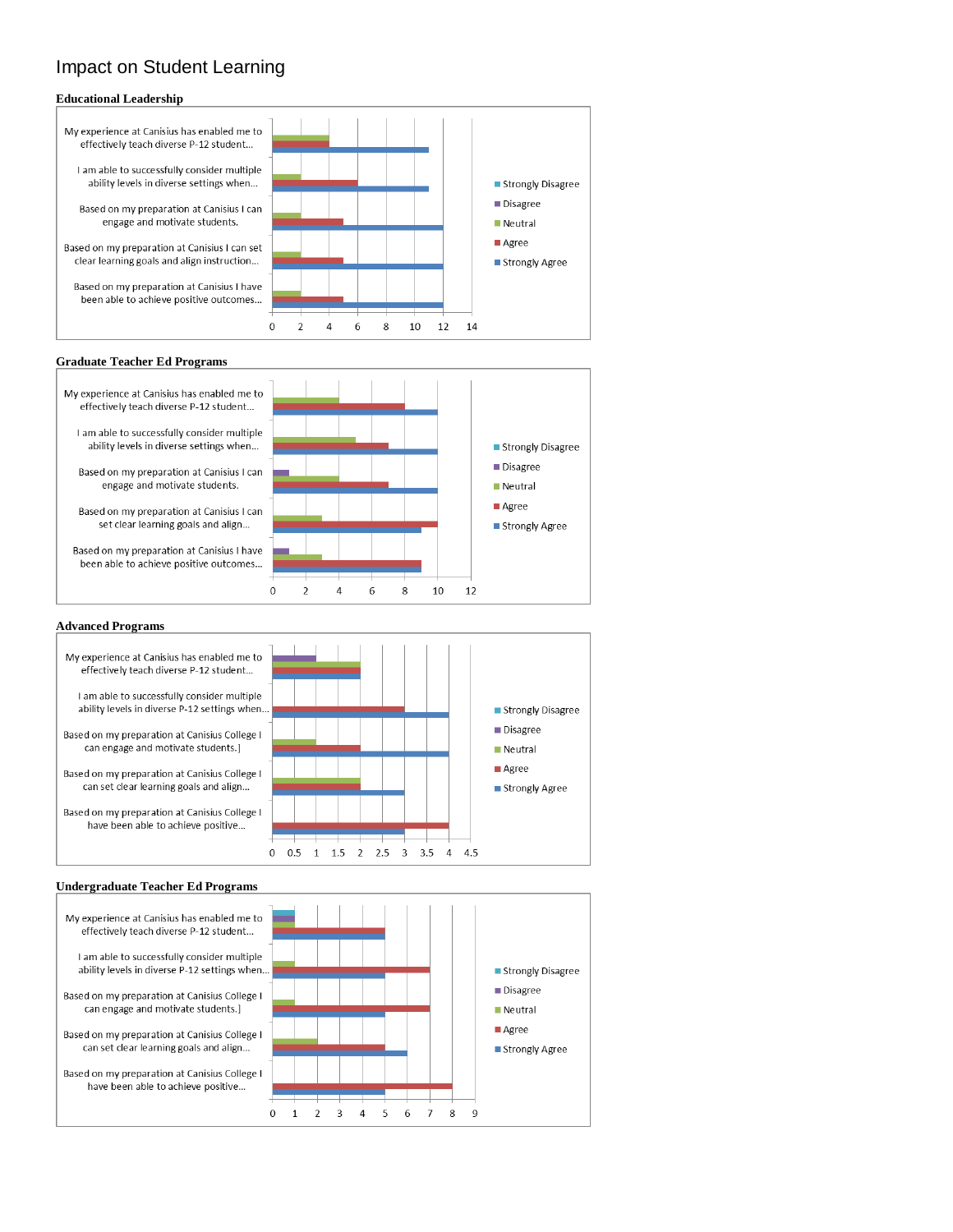# Impact on Student Learning

### Educational Leadership

| | Strongly Disagree | Disagree | Neutral | Agree | Strongly Agree |
|---|---|---|---|---|---|
| My experience at Canisius has enabled me to effectively teach diverse P-12 student... | | | 4 | 4 | 11 |
| I am able to successfully consider multiple ability levels in diverse settings when... | | | 2 | 6 | 11 |
| Based on my preparation at Canisius I can engage and motivate students. | | | 2 | 5 | 12 |
| Based on my preparation at Canisius I can set clear learning goals and align instruction... | | | 2 | 5 | 12 |
| Based on my preparation at Canisius I have been able to achieve positive outcomes... | | | 2 | 5 | 12 |

### Graduate Teacher Ed Programs

| | Strongly Disagree | Disagree | Neutral | Agree | Strongly Agree |
|---|---|---|---|---|---|
| My experience at Canisius has enabled me to effectively teach diverse P-12 student... | | | 4 | 8 | 10 |
| I am able to successfully consider multiple ability levels in diverse settings when... | | | 5 | 7 | 10 |
| Based on my preparation at Canisius I can engage and motivate students. | | 1 | 4 | 7 | 10 |
| Based on my preparation at Canisius I can set clear learning goals and align... | | | 3 | 10 | 9 |
| Based on my preparation at Canisius I have been able to achieve positive outcomes... | | 1 | 3 | 9 | 9 |

### Advanced Programs

| | Strongly Disagree | Disagree | Neutral | Agree | Strongly Agree |
|---|---|---|---|---|---|
| My experience at Canisius has enabled me to effectively teach diverse P-12 student... | | 1 | 2 | 2 | 2 |
| I am able to successfully consider multiple ability levels in diverse P-12 settings when... | | | | 3 | 4 |
| Based on my preparation at Canisius College I can engage and motivate students.] | | | 1 | 2 | 4 |
| Based on my preparation at Canisius College I can set clear learning goals and align... | | | 2 | 2 | 3 |
| Based on my preparation at Canisius College I have been able to achieve positive... | | | | 4 | 3 |

### Undergraduate Teacher Ed Programs

| | Strongly Disagree | Disagree | Neutral | Agree | Strongly Agree |
|---|---|---|---|---|---|
| My experience at Canisius has enabled me to effectively teach diverse P-12 student... | 1 | 1 | 1 | 5 | 5 |
| I am able to successfully consider multiple ability levels in diverse P-12 settings when... | | | 1 | 7 | 5 |
| Based on my preparation at Canisius College I can engage and motivate students.] | | | 1 | 7 | 5 |
| Based on my preparation at Canisius College I can set clear learning goals and align... | | | 2 | 5 | 6 |
| Based on my preparation at Canisius College I have been able to achieve positive... | | | | 8 | 5 |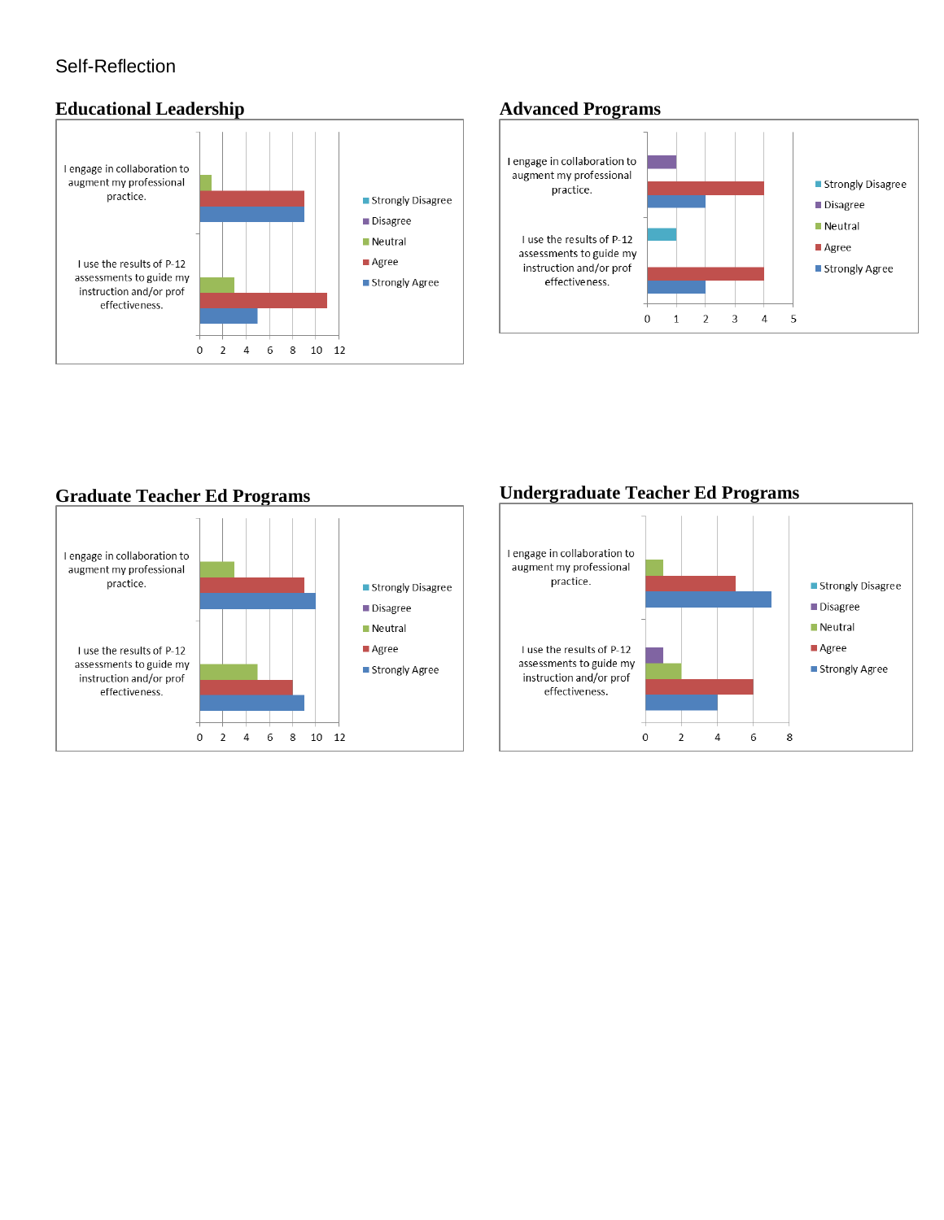Self-Reflection

## Educational Leadership

| | Strongly Disagree | Disagree | Neutral | Agree | Strongly Agree |
|---|---|---|---|---|---|
| I engage in collaboration to augment my professional practice. | | | 1 | 9 | 9 |
| I use the results of P-12 assessments to guide my instruction and/or prof effectiveness. | | | 3 | 11 | 5 |

## Advanced Programs

| | Strongly Disagree | Disagree | Neutral | Agree | Strongly Agree |
|---|---|---|---|---|---|
| I engage in collaboration to augment my professional practice. | | 1 | | 4 | 2 |
| I use the results of P-12 assessments to guide my instruction and/or prof effectiveness. | 1 | | | 4 | 2 |

## Graduate Teacher Ed Programs

| | Strongly Disagree | Disagree | Neutral | Agree | Strongly Agree |
|---|---|---|---|---|---|
| I engage in collaboration to augment my professional practice. | | | 3 | 9 | 10 |
| I use the results of P-12 assessments to guide my instruction and/or prof effectiveness. | | | 5 | 8 | 9 |

## Undergraduate Teacher Ed Programs

| | Strongly Disagree | Disagree | Neutral | Agree | Strongly Agree |
|---|---|---|---|---|---|
| I engage in collaboration to augment my professional practice. | | | 1 | 5 | 7 |
| I use the results of P-12 assessments to guide my instruction and/or prof effectiveness. | | 1 | 2 | 6 | 4 |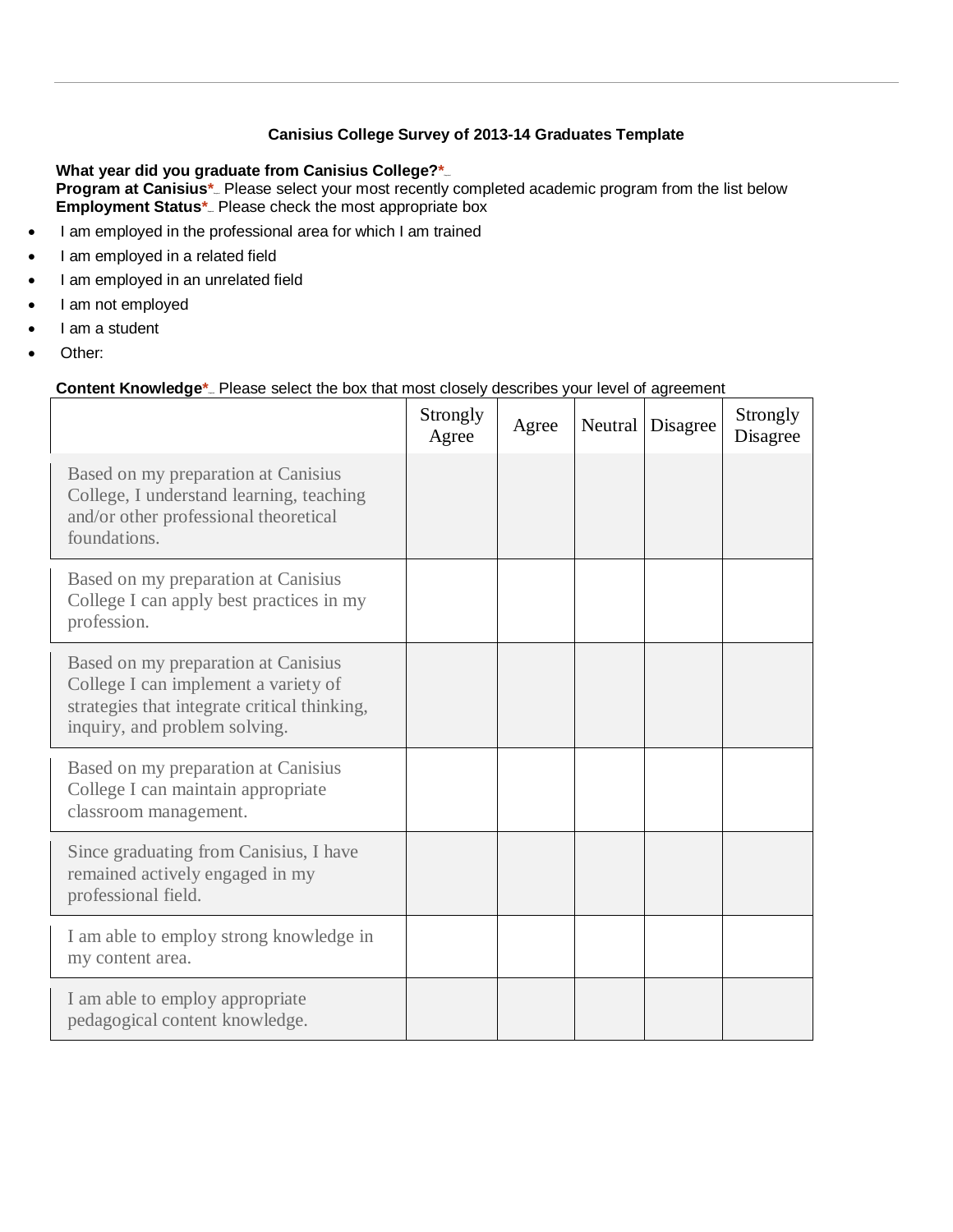**Canisius College Survey of 2013-14 Graduates Template**

**What year did you graduate from Canisius College?***
**Program at Canisius*** Please select your most recently completed academic program from the list below
**Employment Status*** Please check the most appropriate box

- I am employed in the professional area for which I am trained
- I am employed in a related field
- I am employed in an unrelated field
- I am not employed
- I am a student
- Other:

**Content Knowledge*** Please select the box that most closely describes your level of agreement

| | Strongly Agree | Agree | Neutral | Disagree | Strongly Disagree |
|---|---|---|---|---|---|
| Based on my preparation at Canisius College, I understand learning, teaching and/or other professional theoretical foundations. | | | | | |
| Based on my preparation at Canisius College I can apply best practices in my profession. | | | | | |
| Based on my preparation at Canisius College I can implement a variety of strategies that integrate critical thinking, inquiry, and problem solving. | | | | | |
| Based on my preparation at Canisius College I can maintain appropriate classroom management. | | | | | |
| Since graduating from Canisius, I have remained actively engaged in my professional field. | | | | | |
| I am able to employ strong knowledge in my content area. | | | | | |
| I am able to employ appropriate pedagogical content knowledge. | | | | | |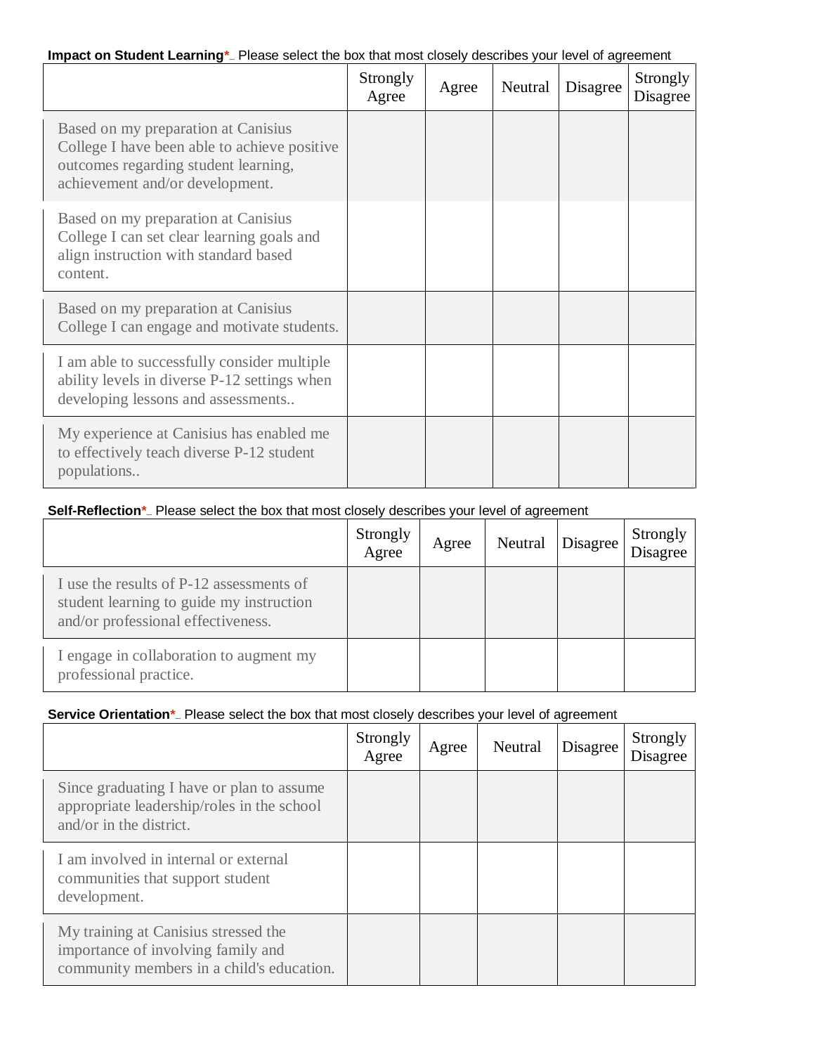**Impact on Student Learning***_ Please select the box that most closely describes your level of agreement

| | Strongly Agree | Agree | Neutral | Disagree | Strongly Disagree |
|---|---|---|---|---|---|
| Based on my preparation at Canisius College I have been able to achieve positive outcomes regarding student learning, achievement and/or development. | | | | | |
| Based on my preparation at Canisius College I can set clear learning goals and align instruction with standard based content. | | | | | |
| Based on my preparation at Canisius College I can engage and motivate students. | | | | | |
| I am able to successfully consider multiple ability levels in diverse P-12 settings when developing lessons and assessments.. | | | | | |
| My experience at Canisius has enabled me to effectively teach diverse P-12 student populations.. | | | | | |

**Self-Reflection***_ Please select the box that most closely describes your level of agreement

| | Strongly Agree | Agree | Neutral | Disagree | Strongly Disagree |
|---|---|---|---|---|---|
| I use the results of P-12 assessments of student learning to guide my instruction and/or professional effectiveness. | | | | | |
| I engage in collaboration to augment my professional practice. | | | | | |

**Service Orientation***_ Please select the box that most closely describes your level of agreement

| | Strongly Agree | Agree | Neutral | Disagree | Strongly Disagree |
|---|---|---|---|---|---|
| Since graduating I have or plan to assume appropriate leadership/roles in the school and/or in the district. | | | | | |
| I am involved in internal or external communities that support student development. | | | | | |
| My training at Canisius stressed the importance of involving family and community members in a child's education. | | | | | |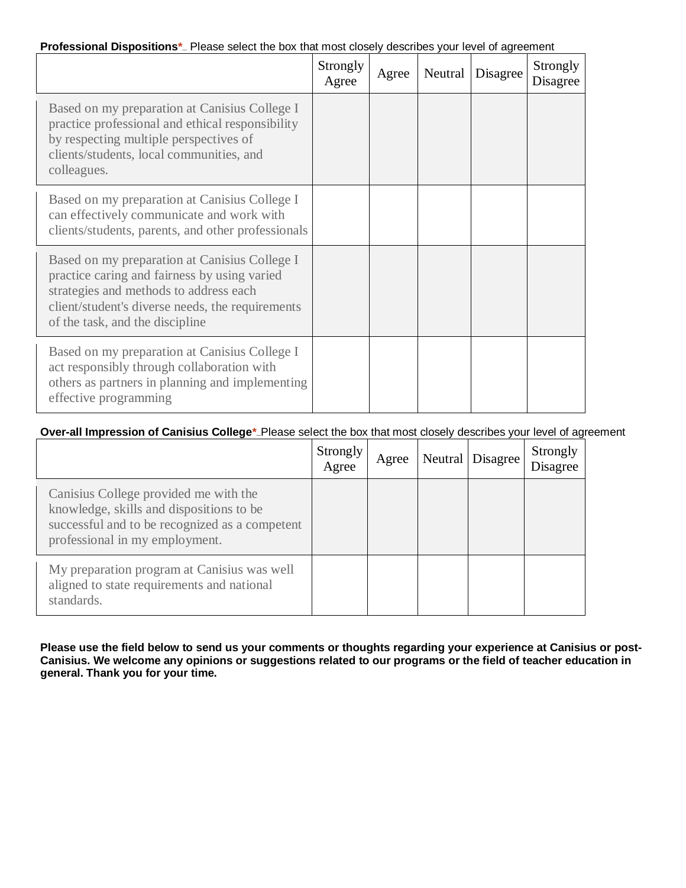**Professional Dispositions*** Please select the box that most closely describes your level of agreement

| | Strongly Agree | Agree | Neutral | Disagree | Strongly Disagree |
|---|---|---|---|---|---|
| Based on my preparation at Canisius College I practice professional and ethical responsibility by respecting multiple perspectives of clients/students, local communities, and colleagues. | | | | | |
| Based on my preparation at Canisius College I can effectively communicate and work with clients/students, parents, and other professionals | | | | | |
| Based on my preparation at Canisius College I practice caring and fairness by using varied strategies and methods to address each client/student's diverse needs, the requirements of the task, and the discipline | | | | | |
| Based on my preparation at Canisius College I act responsibly through collaboration with others as partners in planning and implementing effective programming | | | | | |

**Over-all Impression of Canisius College*** Please select the box that most closely describes your level of agreement

| | Strongly Agree | Agree | Neutral | Disagree | Strongly Disagree |
|---|---|---|---|---|---|
| Canisius College provided me with the knowledge, skills and dispositions to be successful and to be recognized as a competent professional in my employment. | | | | | |
| My preparation program at Canisius was well aligned to state requirements and national standards. | | | | | |

**Please use the field below to send us your comments or thoughts regarding your experience at Canisius or post-Canisius. We welcome any opinions or suggestions related to our programs or the field of teacher education in general. Thank you for your time.**